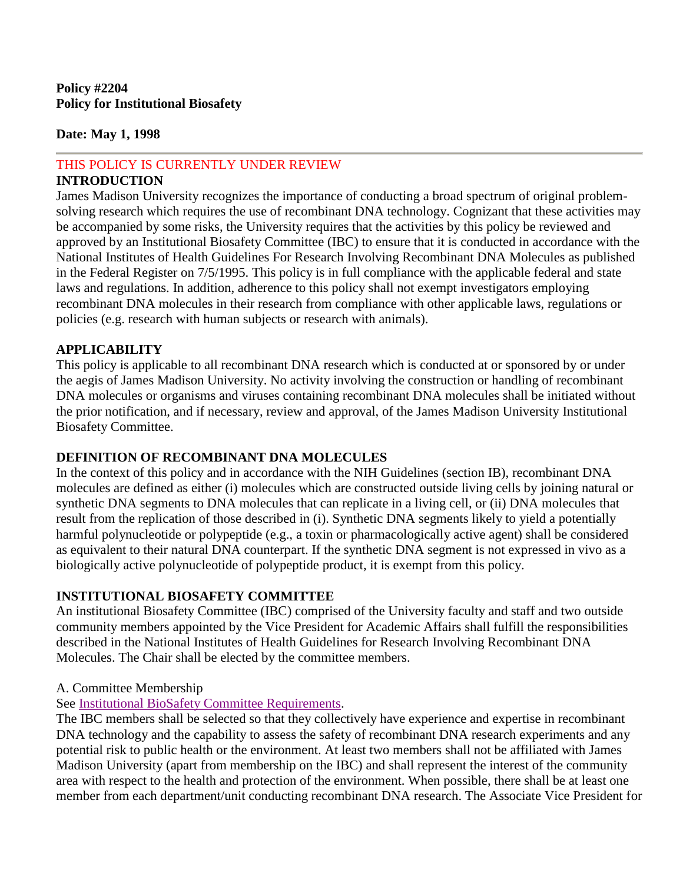**Policy #2204**
**Policy for Institutional Biosafety**

**Date: May 1, 1998**

---

THIS POLICY IS CURRENTLY UNDER REVIEW

## INTRODUCTION

James Madison University recognizes the importance of conducting a broad spectrum of original problem-solving research which requires the use of recombinant DNA technology. Cognizant that these activities may be accompanied by some risks, the University requires that the activities by this policy be reviewed and approved by an Institutional Biosafety Committee (IBC) to ensure that it is conducted in accordance with the National Institutes of Health Guidelines For Research Involving Recombinant DNA Molecules as published in the Federal Register on 7/5/1995. This policy is in full compliance with the applicable federal and state laws and regulations. In addition, adherence to this policy shall not exempt investigators employing recombinant DNA molecules in their research from compliance with other applicable laws, regulations or policies (e.g. research with human subjects or research with animals).

## APPLICABILITY

This policy is applicable to all recombinant DNA research which is conducted at or sponsored by or under the aegis of James Madison University. No activity involving the construction or handling of recombinant DNA molecules or organisms and viruses containing recombinant DNA molecules shall be initiated without the prior notification, and if necessary, review and approval, of the James Madison University Institutional Biosafety Committee.

## DEFINITION OF RECOMBINANT DNA MOLECULES

In the context of this policy and in accordance with the NIH Guidelines (section IB), recombinant DNA molecules are defined as either (i) molecules which are constructed outside living cells by joining natural or synthetic DNA segments to DNA molecules that can replicate in a living cell, or (ii) DNA molecules that result from the replication of those described in (i). Synthetic DNA segments likely to yield a potentially harmful polynucleotide or polypeptide (e.g., a toxin or pharmacologically active agent) shall be considered as equivalent to their natural DNA counterpart. If the synthetic DNA segment is not expressed in vivo as a biologically active polynucleotide of polypeptide product, it is exempt from this policy.

## INSTITUTIONAL BIOSAFETY COMMITTEE

An institutional Biosafety Committee (IBC) comprised of the University faculty and staff and two outside community members appointed by the Vice President for Academic Affairs shall fulfill the responsibilities described in the National Institutes of Health Guidelines for Research Involving Recombinant DNA Molecules. The Chair shall be elected by the committee members.

A. Committee Membership

See Institutional BioSafety Committee Requirements.

The IBC members shall be selected so that they collectively have experience and expertise in recombinant DNA technology and the capability to assess the safety of recombinant DNA research experiments and any potential risk to public health or the environment. At least two members shall not be affiliated with James Madison University (apart from membership on the IBC) and shall represent the interest of the community area with respect to the health and protection of the environment. When possible, there shall be at least one member from each department/unit conducting recombinant DNA research. The Associate Vice President for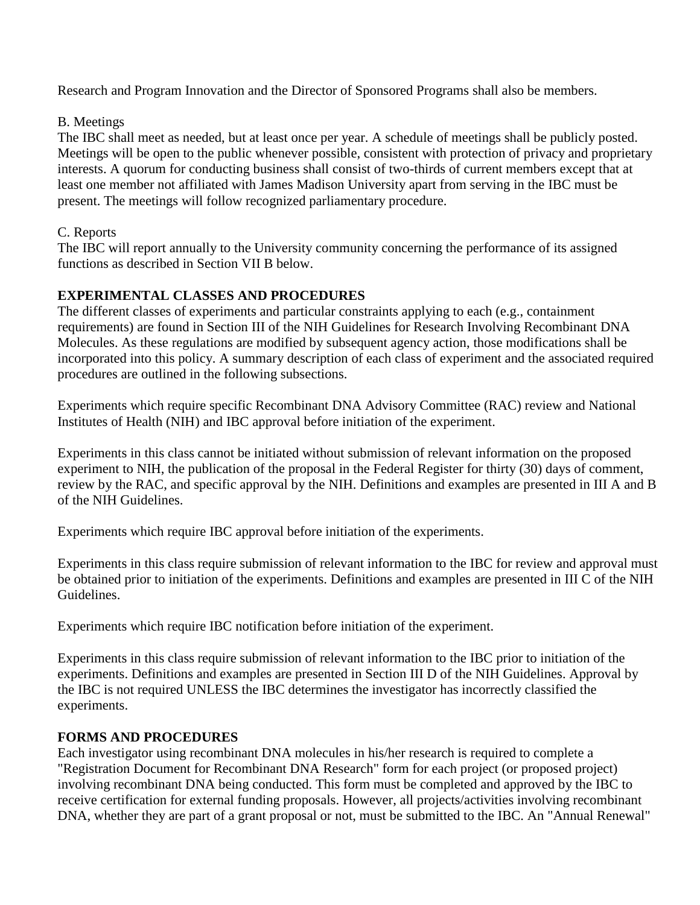Research and Program Innovation and the Director of Sponsored Programs shall also be members.

B. Meetings

The IBC shall meet as needed, but at least once per year. A schedule of meetings shall be publicly posted. Meetings will be open to the public whenever possible, consistent with protection of privacy and proprietary interests. A quorum for conducting business shall consist of two-thirds of current members except that at least one member not affiliated with James Madison University apart from serving in the IBC must be present. The meetings will follow recognized parliamentary procedure.

C. Reports

The IBC will report annually to the University community concerning the performance of its assigned functions as described in Section VII B below.

## EXPERIMENTAL CLASSES AND PROCEDURES

The different classes of experiments and particular constraints applying to each (e.g., containment requirements) are found in Section III of the NIH Guidelines for Research Involving Recombinant DNA Molecules. As these regulations are modified by subsequent agency action, those modifications shall be incorporated into this policy. A summary description of each class of experiment and the associated required procedures are outlined in the following subsections.

Experiments which require specific Recombinant DNA Advisory Committee (RAC) review and National Institutes of Health (NIH) and IBC approval before initiation of the experiment.

Experiments in this class cannot be initiated without submission of relevant information on the proposed experiment to NIH, the publication of the proposal in the Federal Register for thirty (30) days of comment, review by the RAC, and specific approval by the NIH. Definitions and examples are presented in III A and B of the NIH Guidelines.

Experiments which require IBC approval before initiation of the experiments.

Experiments in this class require submission of relevant information to the IBC for review and approval must be obtained prior to initiation of the experiments. Definitions and examples are presented in III C of the NIH Guidelines.

Experiments which require IBC notification before initiation of the experiment.

Experiments in this class require submission of relevant information to the IBC prior to initiation of the experiments. Definitions and examples are presented in Section III D of the NIH Guidelines. Approval by the IBC is not required UNLESS the IBC determines the investigator has incorrectly classified the experiments.

## FORMS AND PROCEDURES

Each investigator using recombinant DNA molecules in his/her research is required to complete a "Registration Document for Recombinant DNA Research" form for each project (or proposed project) involving recombinant DNA being conducted. This form must be completed and approved by the IBC to receive certification for external funding proposals. However, all projects/activities involving recombinant DNA, whether they are part of a grant proposal or not, must be submitted to the IBC. An "Annual Renewal"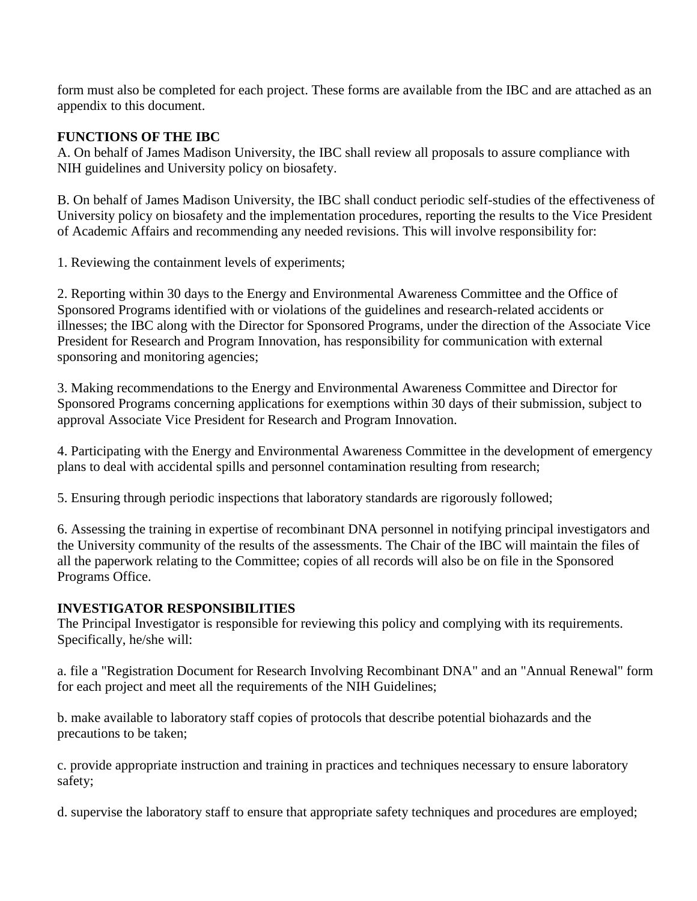form must also be completed for each project. These forms are available from the IBC and are attached as an appendix to this document.

**FUNCTIONS OF THE IBC**

A. On behalf of James Madison University, the IBC shall review all proposals to assure compliance with NIH guidelines and University policy on biosafety.

B. On behalf of James Madison University, the IBC shall conduct periodic self-studies of the effectiveness of University policy on biosafety and the implementation procedures, reporting the results to the Vice President of Academic Affairs and recommending any needed revisions. This will involve responsibility for:

1. Reviewing the containment levels of experiments;

2. Reporting within 30 days to the Energy and Environmental Awareness Committee and the Office of Sponsored Programs identified with or violations of the guidelines and research-related accidents or illnesses; the IBC along with the Director for Sponsored Programs, under the direction of the Associate Vice President for Research and Program Innovation, has responsibility for communication with external sponsoring and monitoring agencies;

3. Making recommendations to the Energy and Environmental Awareness Committee and Director for Sponsored Programs concerning applications for exemptions within 30 days of their submission, subject to approval Associate Vice President for Research and Program Innovation.

4. Participating with the Energy and Environmental Awareness Committee in the development of emergency plans to deal with accidental spills and personnel contamination resulting from research;

5. Ensuring through periodic inspections that laboratory standards are rigorously followed;

6. Assessing the training in expertise of recombinant DNA personnel in notifying principal investigators and the University community of the results of the assessments. The Chair of the IBC will maintain the files of all the paperwork relating to the Committee; copies of all records will also be on file in the Sponsored Programs Office.

**INVESTIGATOR RESPONSIBILITIES**

The Principal Investigator is responsible for reviewing this policy and complying with its requirements. Specifically, he/she will:

a. file a "Registration Document for Research Involving Recombinant DNA" and an "Annual Renewal" form for each project and meet all the requirements of the NIH Guidelines;

b. make available to laboratory staff copies of protocols that describe potential biohazards and the precautions to be taken;

c. provide appropriate instruction and training in practices and techniques necessary to ensure laboratory safety;

d. supervise the laboratory staff to ensure that appropriate safety techniques and procedures are employed;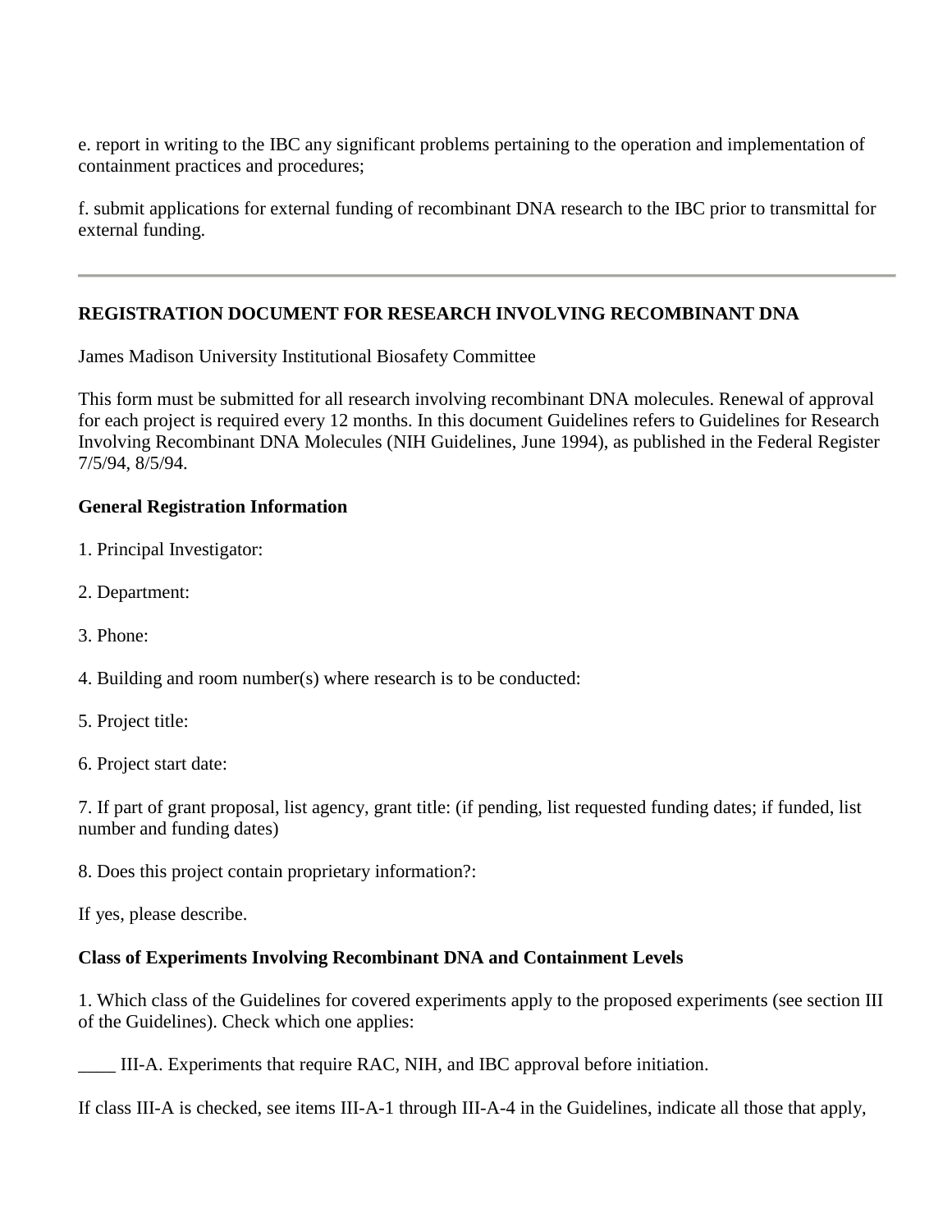e. report in writing to the IBC any significant problems pertaining to the operation and implementation of containment practices and procedures;

f. submit applications for external funding of recombinant DNA research to the IBC prior to transmittal for external funding.

---

## REGISTRATION DOCUMENT FOR RESEARCH INVOLVING RECOMBINANT DNA

James Madison University Institutional Biosafety Committee

This form must be submitted for all research involving recombinant DNA molecules. Renewal of approval for each project is required every 12 months. In this document Guidelines refers to Guidelines for Research Involving Recombinant DNA Molecules (NIH Guidelines, June 1994), as published in the Federal Register 7/5/94, 8/5/94.

### General Registration Information

1. Principal Investigator:

2. Department:

3. Phone:

4. Building and room number(s) where research is to be conducted:

5. Project title:

6. Project start date:

7. If part of grant proposal, list agency, grant title: (if pending, list requested funding dates; if funded, list number and funding dates)

8. Does this project contain proprietary information?:

If yes, please describe.

### Class of Experiments Involving Recombinant DNA and Containment Levels

1. Which class of the Guidelines for covered experiments apply to the proposed experiments (see section III of the Guidelines). Check which one applies:

____ III-A. Experiments that require RAC, NIH, and IBC approval before initiation.

If class III-A is checked, see items III-A-1 through III-A-4 in the Guidelines, indicate all those that apply,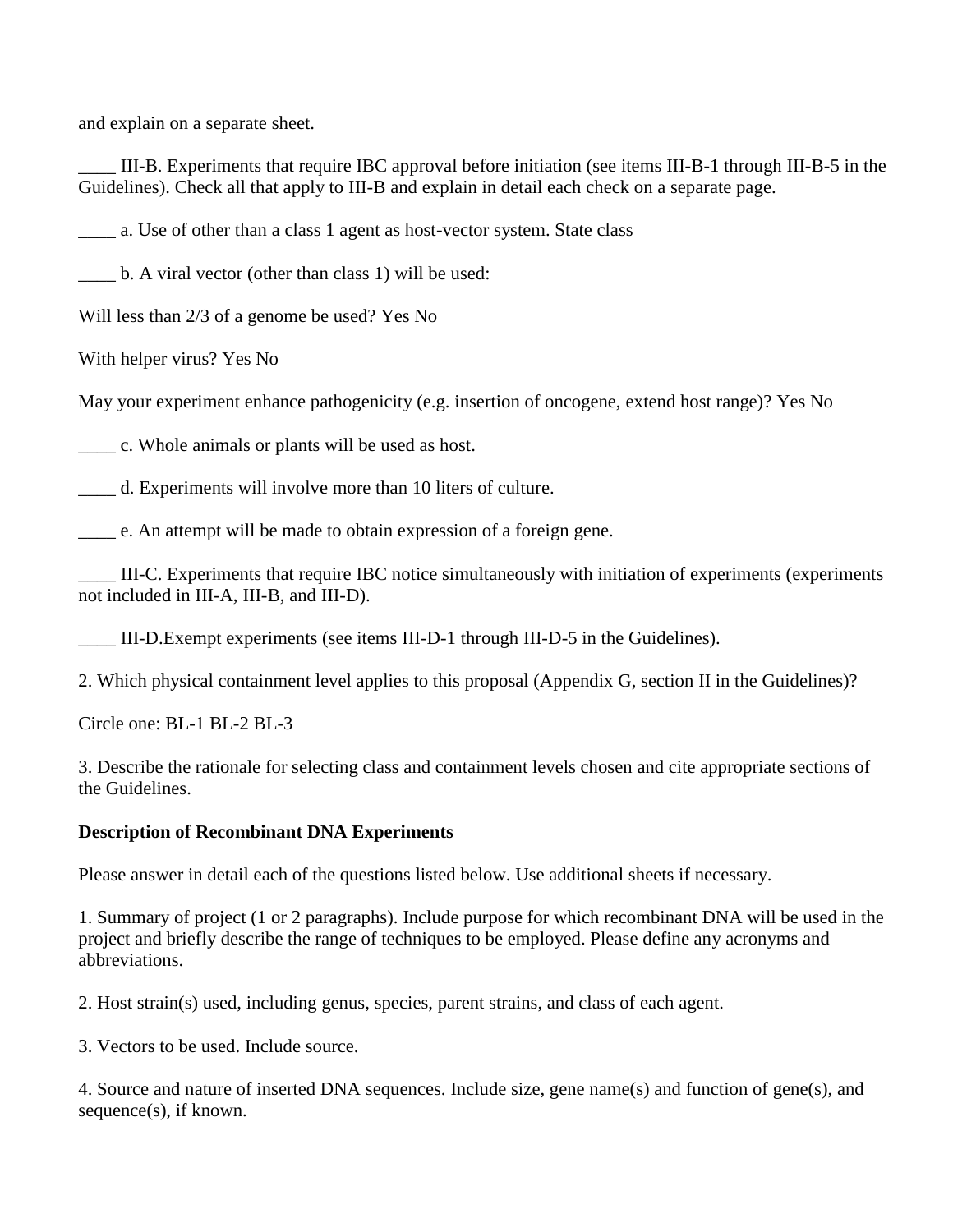and explain on a separate sheet.

____ III-B. Experiments that require IBC approval before initiation (see items III-B-1 through III-B-5 in the Guidelines). Check all that apply to III-B and explain in detail each check on a separate page.

____ a. Use of other than a class 1 agent as host-vector system. State class

____ b. A viral vector (other than class 1) will be used:

Will less than 2/3 of a genome be used? Yes No

With helper virus? Yes No

May your experiment enhance pathogenicity (e.g. insertion of oncogene, extend host range)? Yes No

____ c. Whole animals or plants will be used as host.

____ d. Experiments will involve more than 10 liters of culture.

____ e. An attempt will be made to obtain expression of a foreign gene.

____ III-C. Experiments that require IBC notice simultaneously with initiation of experiments (experiments not included in III-A, III-B, and III-D).

____ III-D.Exempt experiments (see items III-D-1 through III-D-5 in the Guidelines).

2. Which physical containment level applies to this proposal (Appendix G, section II in the Guidelines)?

Circle one: BL-1 BL-2 BL-3

3. Describe the rationale for selecting class and containment levels chosen and cite appropriate sections of the Guidelines.

**Description of Recombinant DNA Experiments**

Please answer in detail each of the questions listed below. Use additional sheets if necessary.

1. Summary of project (1 or 2 paragraphs). Include purpose for which recombinant DNA will be used in the project and briefly describe the range of techniques to be employed. Please define any acronyms and abbreviations.

2. Host strain(s) used, including genus, species, parent strains, and class of each agent.

3. Vectors to be used. Include source.

4. Source and nature of inserted DNA sequences. Include size, gene name(s) and function of gene(s), and sequence(s), if known.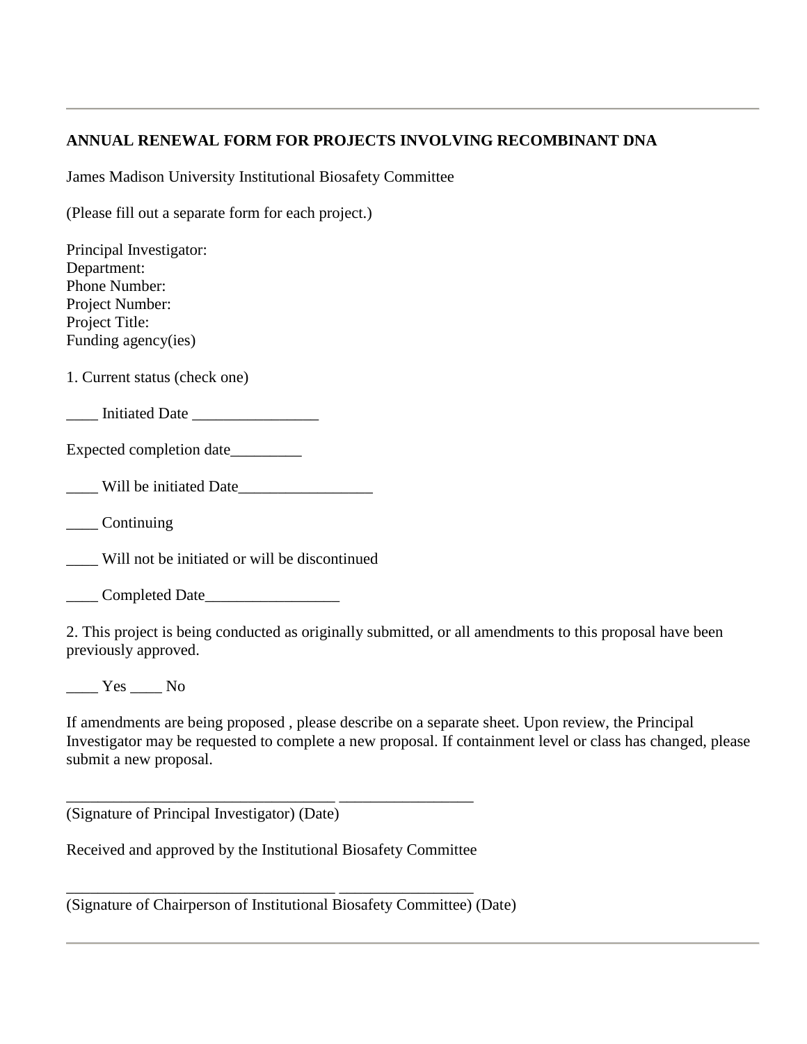---

**ANNUAL RENEWAL FORM FOR PROJECTS INVOLVING RECOMBINANT DNA**

James Madison University Institutional Biosafety Committee

(Please fill out a separate form for each project.)

Principal Investigator:
Department:
Phone Number:
Project Number:
Project Title:
Funding agency(ies)

1. Current status (check one)

____ Initiated Date ________________

Expected completion date_________

____ Will be initiated Date_________________

____ Continuing

____ Will not be initiated or will be discontinued

____ Completed Date_________________

2. This project is being conducted as originally submitted, or all amendments to this proposal have been previously approved.

____ Yes ____ No

If amendments are being proposed , please describe on a separate sheet. Upon review, the Principal Investigator may be requested to complete a new proposal. If containment level or class has changed, please submit a new proposal.

_________________________________ ________________
(Signature of Principal Investigator) (Date)

Received and approved by the Institutional Biosafety Committee

_________________________________ ________________
(Signature of Chairperson of Institutional Biosafety Committee) (Date)

---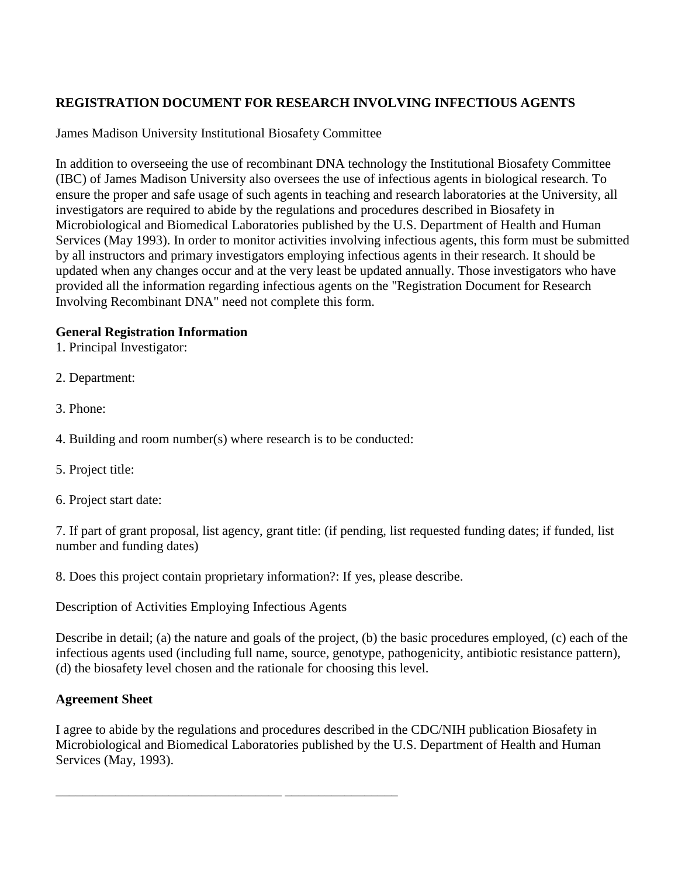**REGISTRATION DOCUMENT FOR RESEARCH INVOLVING INFECTIOUS AGENTS**

James Madison University Institutional Biosafety Committee

In addition to overseeing the use of recombinant DNA technology the Institutional Biosafety Committee (IBC) of James Madison University also oversees the use of infectious agents in biological research. To ensure the proper and safe usage of such agents in teaching and research laboratories at the University, all investigators are required to abide by the regulations and procedures described in Biosafety in Microbiological and Biomedical Laboratories published by the U.S. Department of Health and Human Services (May 1993). In order to monitor activities involving infectious agents, this form must be submitted by all instructors and primary investigators employing infectious agents in their research. It should be updated when any changes occur and at the very least be updated annually. Those investigators who have provided all the information regarding infectious agents on the "Registration Document for Research Involving Recombinant DNA" need not complete this form.

**General Registration Information**

1. Principal Investigator:

2. Department:

3. Phone:

4. Building and room number(s) where research is to be conducted:

5. Project title:

6. Project start date:

7. If part of grant proposal, list agency, grant title: (if pending, list requested funding dates; if funded, list number and funding dates)

8. Does this project contain proprietary information?: If yes, please describe.

Description of Activities Employing Infectious Agents

Describe in detail; (a) the nature and goals of the project, (b) the basic procedures employed, (c) each of the infectious agents used (including full name, source, genotype, pathogenicity, antibiotic resistance pattern), (d) the biosafety level chosen and the rationale for choosing this level.

**Agreement Sheet**

I agree to abide by the regulations and procedures described in the CDC/NIH publication Biosafety in Microbiological and Biomedical Laboratories published by the U.S. Department of Health and Human Services (May, 1993).

\_\_\_\_\_\_\_\_\_\_\_\_\_\_\_\_\_\_\_\_\_\_\_\_\_\_\_\_\_\_\_\_\_\_\_ \_\_\_\_\_\_\_\_\_\_\_\_\_\_\_\_\_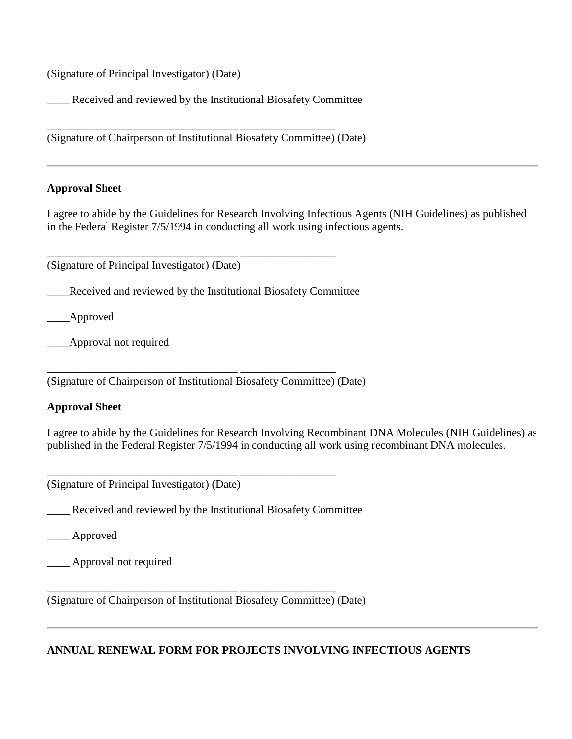(Signature of Principal Investigator) (Date)

____ Received and reviewed by the Institutional Biosafety Committee

_________________________________ ________________
(Signature of Chairperson of Institutional Biosafety Committee) (Date)

---

**Approval Sheet**

I agree to abide by the Guidelines for Research Involving Infectious Agents (NIH Guidelines) as published in the Federal Register 7/5/1994 in conducting all work using infectious agents.

_________________________________ ________________
(Signature of Principal Investigator) (Date)

____Received and reviewed by the Institutional Biosafety Committee

____Approved

____Approval not required

_________________________________ ________________
(Signature of Chairperson of Institutional Biosafety Committee) (Date)

**Approval Sheet**

I agree to abide by the Guidelines for Research Involving Recombinant DNA Molecules (NIH Guidelines) as published in the Federal Register 7/5/1994 in conducting all work using recombinant DNA molecules.

_________________________________ ________________
(Signature of Principal Investigator) (Date)

____ Received and reviewed by the Institutional Biosafety Committee

____ Approved

____ Approval not required

_________________________________ ________________
(Signature of Chairperson of Institutional Biosafety Committee) (Date)

---

**ANNUAL RENEWAL FORM FOR PROJECTS INVOLVING INFECTIOUS AGENTS**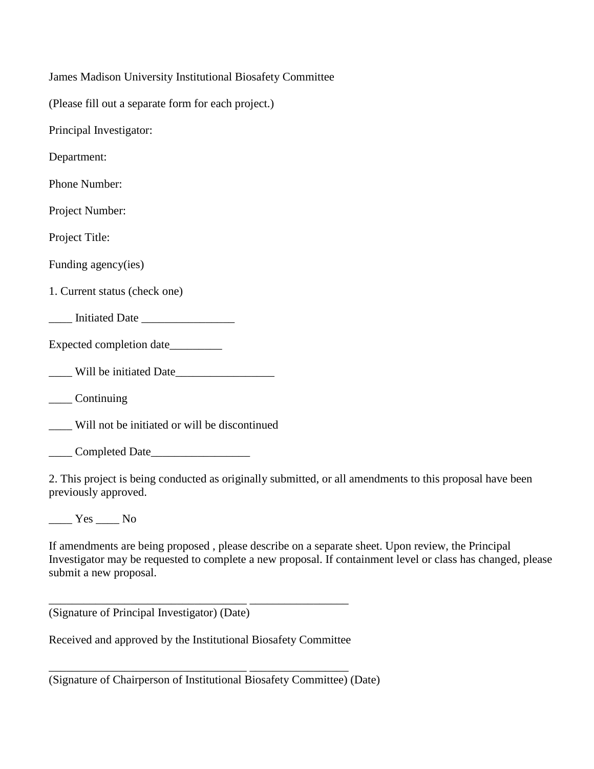James Madison University Institutional Biosafety Committee

(Please fill out a separate form for each project.)

Principal Investigator:

Department:

Phone Number:

Project Number:

Project Title:

Funding agency(ies)

1. Current status (check one)

____ Initiated Date ________________

Expected completion date_________

____ Will be initiated Date_________________

____ Continuing

____ Will not be initiated or will be discontinued

____ Completed Date_________________

2. This project is being conducted as originally submitted, or all amendments to this proposal have been previously approved.

____ Yes ____ No

If amendments are being proposed , please describe on a separate sheet. Upon review, the Principal Investigator may be requested to complete a new proposal. If containment level or class has changed, please submit a new proposal.

__________________________________ _________________

(Signature of Principal Investigator) (Date)

Received and approved by the Institutional Biosafety Committee

__________________________________ _________________

(Signature of Chairperson of Institutional Biosafety Committee) (Date)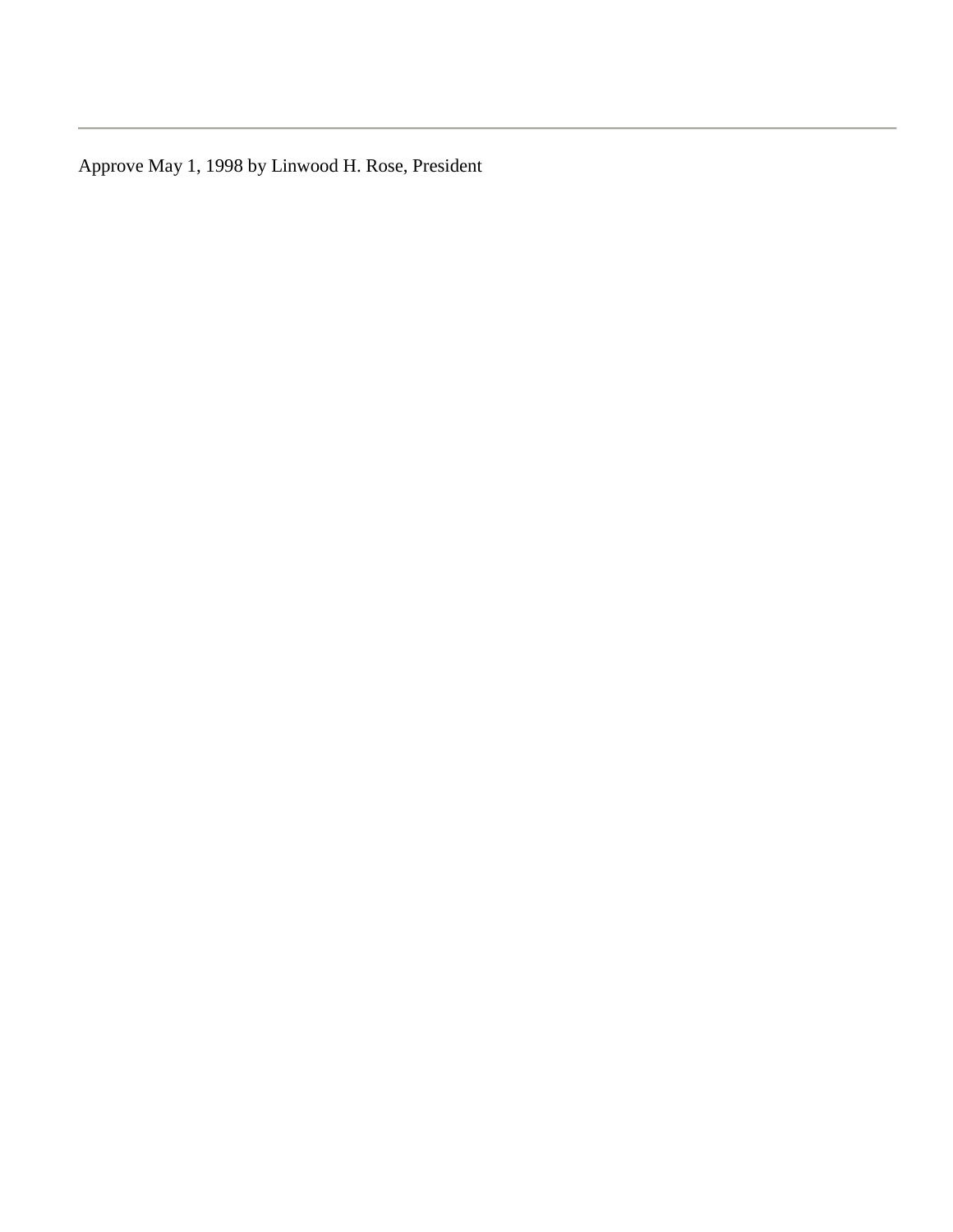---

Approve May 1, 1998 by Linwood H. Rose, President